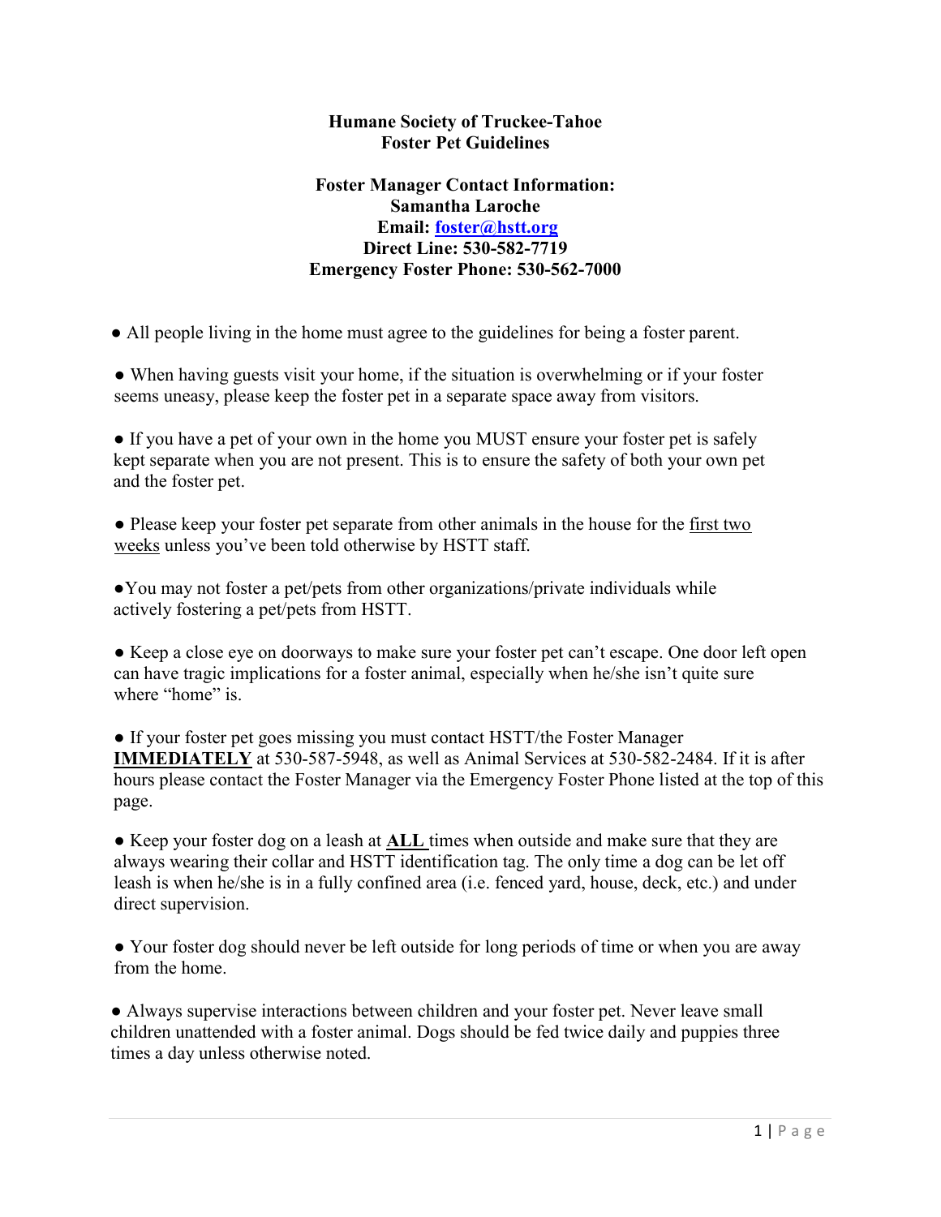**Humane Society of Truckee-Tahoe**
**Foster Pet Guidelines**

**Foster Manager Contact Information:**
**Samantha Laroche**
**Email: [foster@hstt.org](mailto:foster@hstt.org)**
**Direct Line: 530-582-7719**
**Emergency Foster Phone: 530-562-7000**

- All people living in the home must agree to the guidelines for being a foster parent.

- When having guests visit your home, if the situation is overwhelming or if your foster seems uneasy, please keep the foster pet in a separate space away from visitors.

- If you have a pet of your own in the home you MUST ensure your foster pet is safely kept separate when you are not present. This is to ensure the safety of both your own pet and the foster pet.

- Please keep your foster pet separate from other animals in the house for the <u>first two weeks</u> unless you've been told otherwise by HSTT staff.

- You may not foster a pet/pets from other organizations/private individuals while actively fostering a pet/pets from HSTT.

- Keep a close eye on doorways to make sure your foster pet can't escape. One door left open can have tragic implications for a foster animal, especially when he/she isn't quite sure where "home" is.

- If your foster pet goes missing you must contact HSTT/the Foster Manager **<u>IMMEDIATELY</u>** at 530-587-5948, as well as Animal Services at 530-582-2484. If it is after hours please contact the Foster Manager via the Emergency Foster Phone listed at the top of this page.

- Keep your foster dog on a leash at **<u>ALL</u>** times when outside and make sure that they are always wearing their collar and HSTT identification tag. The only time a dog can be let off leash is when he/she is in a fully confined area (i.e. fenced yard, house, deck, etc.) and under direct supervision.

- Your foster dog should never be left outside for long periods of time or when you are away from the home.

- Always supervise interactions between children and your foster pet. Never leave small children unattended with a foster animal. Dogs should be fed twice daily and puppies three times a day unless otherwise noted.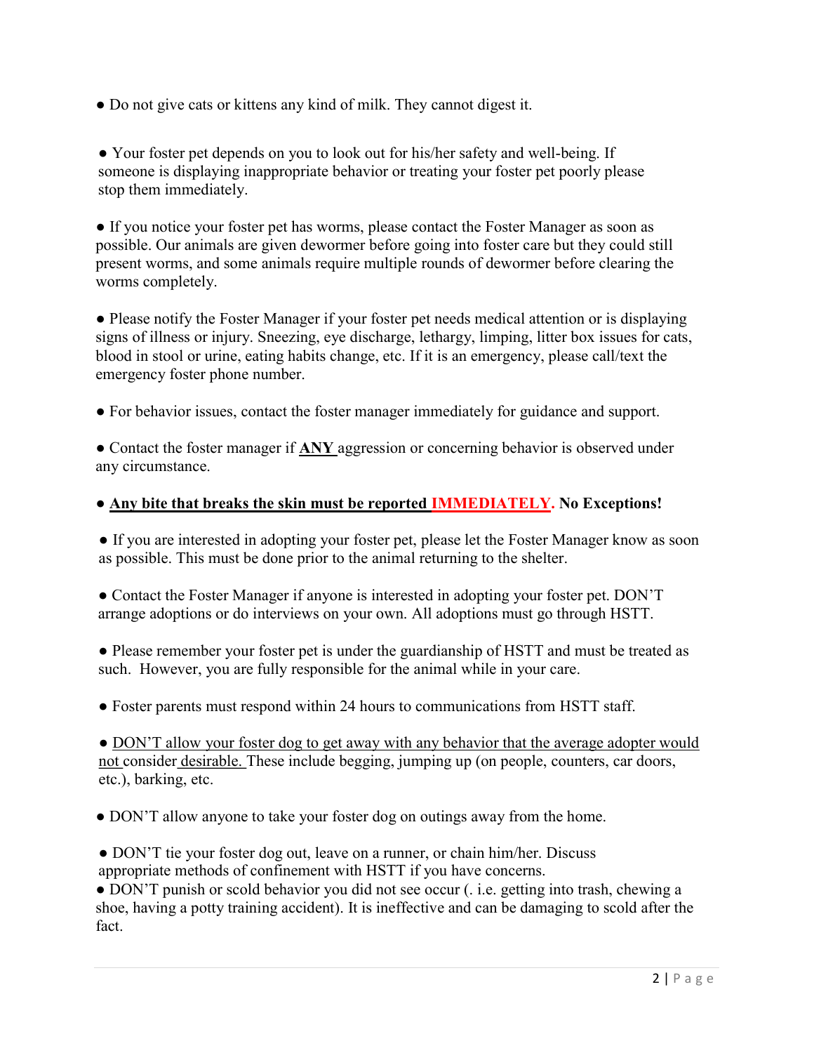● Do not give cats or kittens any kind of milk. They cannot digest it.

● Your foster pet depends on you to look out for his/her safety and well-being. If someone is displaying inappropriate behavior or treating your foster pet poorly please stop them immediately.

● If you notice your foster pet has worms, please contact the Foster Manager as soon as possible. Our animals are given dewormer before going into foster care but they could still present worms, and some animals require multiple rounds of dewormer before clearing the worms completely.

● Please notify the Foster Manager if your foster pet needs medical attention or is displaying signs of illness or injury. Sneezing, eye discharge, lethargy, limping, litter box issues for cats, blood in stool or urine, eating habits change, etc. If it is an emergency, please call/text the emergency foster phone number.

● For behavior issues, contact the foster manager immediately for guidance and support.

● Contact the foster manager if <u>**ANY**</u> aggression or concerning behavior is observed under any circumstance.

● <u>**Any bite that breaks the skin must be reported IMMEDIATELY.**</u> **No Exceptions!**

● If you are interested in adopting your foster pet, please let the Foster Manager know as soon as possible. This must be done prior to the animal returning to the shelter.

● Contact the Foster Manager if anyone is interested in adopting your foster pet. DON'T arrange adoptions or do interviews on your own. All adoptions must go through HSTT.

● Please remember your foster pet is under the guardianship of HSTT and must be treated as such. However, you are fully responsible for the animal while in your care.

● Foster parents must respond within 24 hours to communications from HSTT staff.

● <u>DON'T allow your foster dog to get away with any behavior that the average adopter would not consider desirable.</u> These include begging, jumping up (on people, counters, car doors, etc.), barking, etc.

● DON'T allow anyone to take your foster dog on outings away from the home.

● DON'T tie your foster dog out, leave on a runner, or chain him/her. Discuss appropriate methods of confinement with HSTT if you have concerns.

● DON'T punish or scold behavior you did not see occur (. i.e. getting into trash, chewing a shoe, having a potty training accident). It is ineffective and can be damaging to scold after the fact.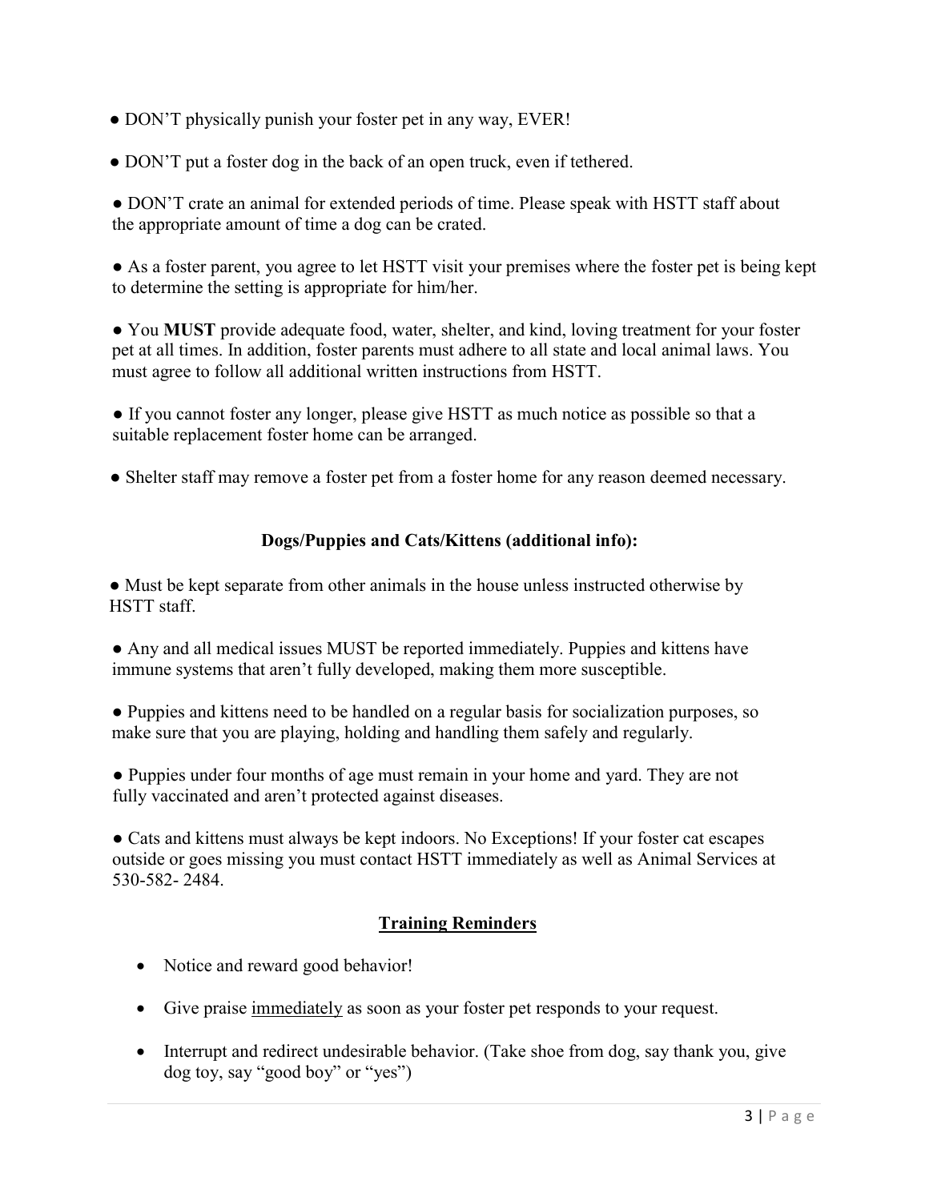- DON'T physically punish your foster pet in any way, EVER!

- DON'T put a foster dog in the back of an open truck, even if tethered.

- DON'T crate an animal for extended periods of time. Please speak with HSTT staff about the appropriate amount of time a dog can be crated.

- As a foster parent, you agree to let HSTT visit your premises where the foster pet is being kept to determine the setting is appropriate for him/her.

- You **MUST** provide adequate food, water, shelter, and kind, loving treatment for your foster pet at all times. In addition, foster parents must adhere to all state and local animal laws. You must agree to follow all additional written instructions from HSTT.

- If you cannot foster any longer, please give HSTT as much notice as possible so that a suitable replacement foster home can be arranged.

- Shelter staff may remove a foster pet from a foster home for any reason deemed necessary.

**Dogs/Puppies and Cats/Kittens (additional info):**

- Must be kept separate from other animals in the house unless instructed otherwise by HSTT staff.

- Any and all medical issues MUST be reported immediately. Puppies and kittens have immune systems that aren't fully developed, making them more susceptible.

- Puppies and kittens need to be handled on a regular basis for socialization purposes, so make sure that you are playing, holding and handling them safely and regularly.

- Puppies under four months of age must remain in your home and yard. They are not fully vaccinated and aren't protected against diseases.

- Cats and kittens must always be kept indoors. No Exceptions! If your foster cat escapes outside or goes missing you must contact HSTT immediately as well as Animal Services at 530-582- 2484.

**<u>Training Reminders</u>**

- Notice and reward good behavior!
- Give praise <u>immediately</u> as soon as your foster pet responds to your request.
- Interrupt and redirect undesirable behavior. (Take shoe from dog, say thank you, give dog toy, say "good boy" or "yes")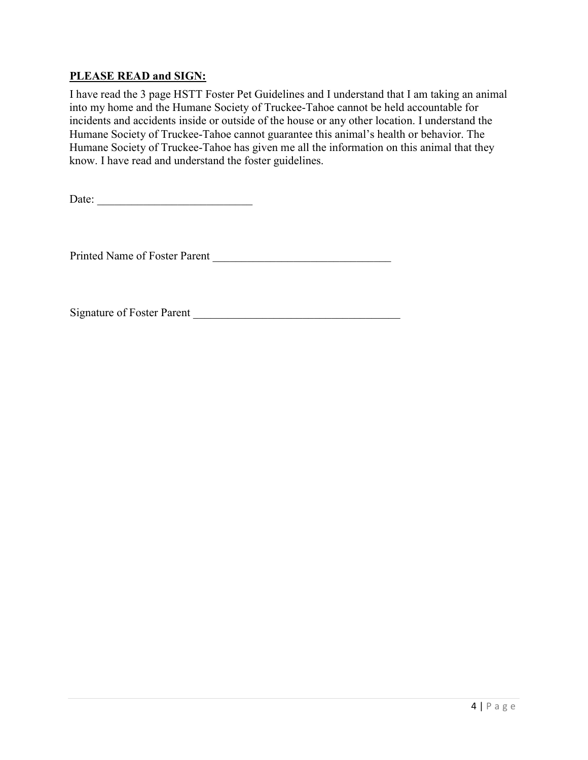**PLEASE READ and SIGN:**

I have read the 3 page HSTT Foster Pet Guidelines and I understand that I am taking an animal into my home and the Humane Society of Truckee-Tahoe cannot be held accountable for incidents and accidents inside or outside of the house or any other location. I understand the Humane Society of Truckee-Tahoe cannot guarantee this animal's health or behavior. The Humane Society of Truckee-Tahoe has given me all the information on this animal that they know. I have read and understand the foster guidelines.

Date: ___________________________

Printed Name of Foster Parent _______________________________

Signature of Foster Parent ____________________________________